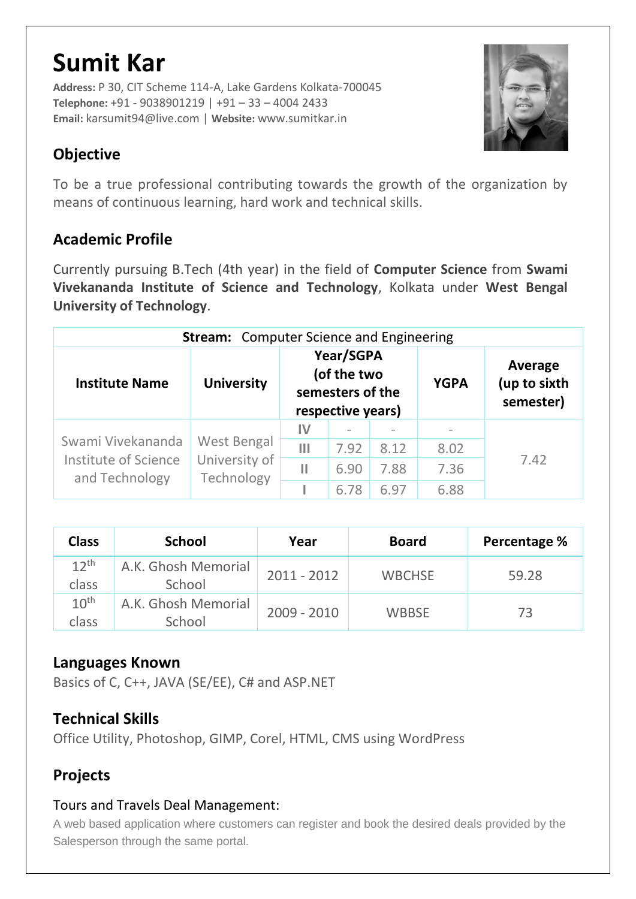# Sumit Kar

**Address:** P 30, CIT Scheme 114-A, Lake Gardens Kolkata-700045
**Telephone:** +91 - 9038901219 | +91 – 33 – 4004 2433
**Email:** karsumit94@live.com | **Website:** www.sumitkar.in

## Objective

To be a true professional contributing towards the growth of the organization by means of continuous learning, hard work and technical skills.

## Academic Profile

Currently pursuing B.Tech (4th year) in the field of **Computer Science** from **Swami Vivekananda Institute of Science and Technology**, Kolkata under **West Bengal University of Technology**.

| **Stream:** Computer Science and Engineering | | | | | | |
|---|---|---|---|---|---|---|
| **Institute Name** | **University** | **Year/SGPA (of the two semesters of the respective years)** | | | **YGPA** | **Average (up to sixth semester)** |
| Swami Vivekananda Institute of Science and Technology | West Bengal University of Technology | IV | - | - | - | 7.42 |
| | | III | 7.92 | 8.12 | 8.02 | |
| | | II | 6.90 | 7.88 | 7.36 | |
| | | I | 6.78 | 6.97 | 6.88 | |

| Class | School | Year | Board | Percentage % |
|---|---|---|---|---|
| 12th class | A.K. Ghosh Memorial School | 2011 - 2012 | WBCHSE | 59.28 |
| 10th class | A.K. Ghosh Memorial School | 2009 - 2010 | WBBSE | 73 |

## Languages Known

Basics of C, C++, JAVA (SE/EE), C# and ASP.NET

## Technical Skills

Office Utility, Photoshop, GIMP, Corel, HTML, CMS using WordPress

## Projects

### Tours and Travels Deal Management:

A web based application where customers can register and book the desired deals provided by the Salesperson through the same portal.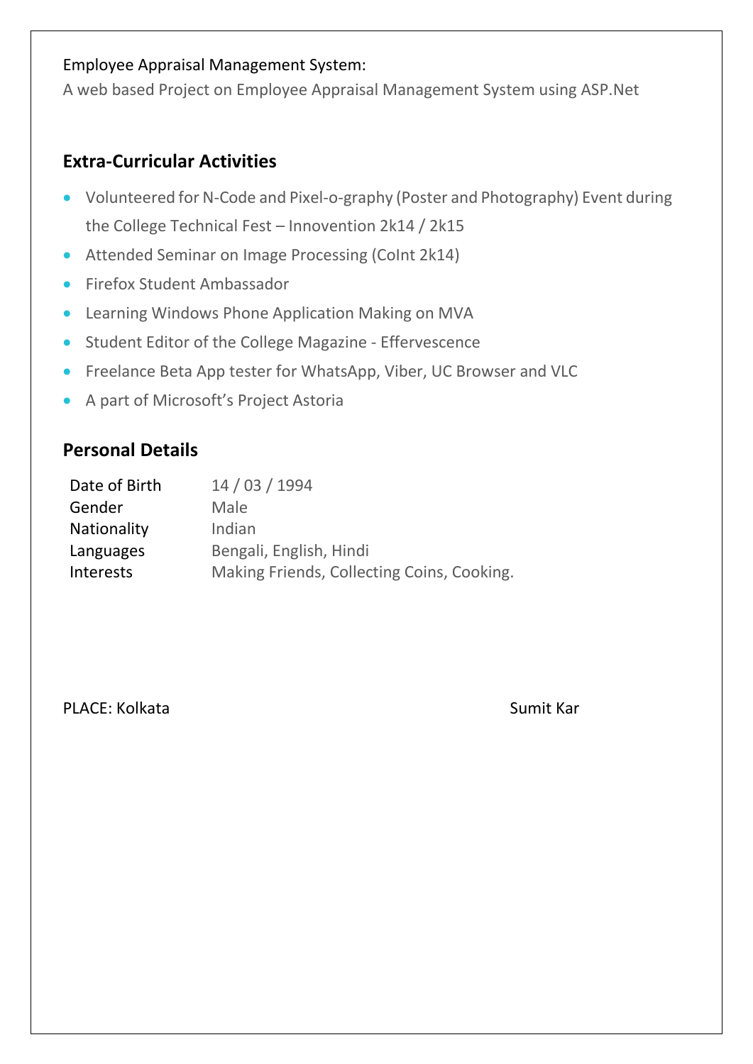Employee Appraisal Management System:
A web based Project on Employee Appraisal Management System using ASP.Net

## Extra-Curricular Activities

- Volunteered for N-Code and Pixel-o-graphy (Poster and Photography) Event during the College Technical Fest – Innovention 2k14 / 2k15
- Attended Seminar on Image Processing (CoInt 2k14)
- Firefox Student Ambassador
- Learning Windows Phone Application Making on MVA
- Student Editor of the College Magazine - Effervescence
- Freelance Beta App tester for WhatsApp, Viber, UC Browser and VLC
- A part of Microsoft's Project Astoria

## Personal Details

| | |
|---|---|
| Date of Birth | 14 / 03 / 1994 |
| Gender | Male |
| Nationality | Indian |
| Languages | Bengali, English, Hindi |
| Interests | Making Friends, Collecting Coins, Cooking. |

PLACE: Kolkata

Sumit Kar